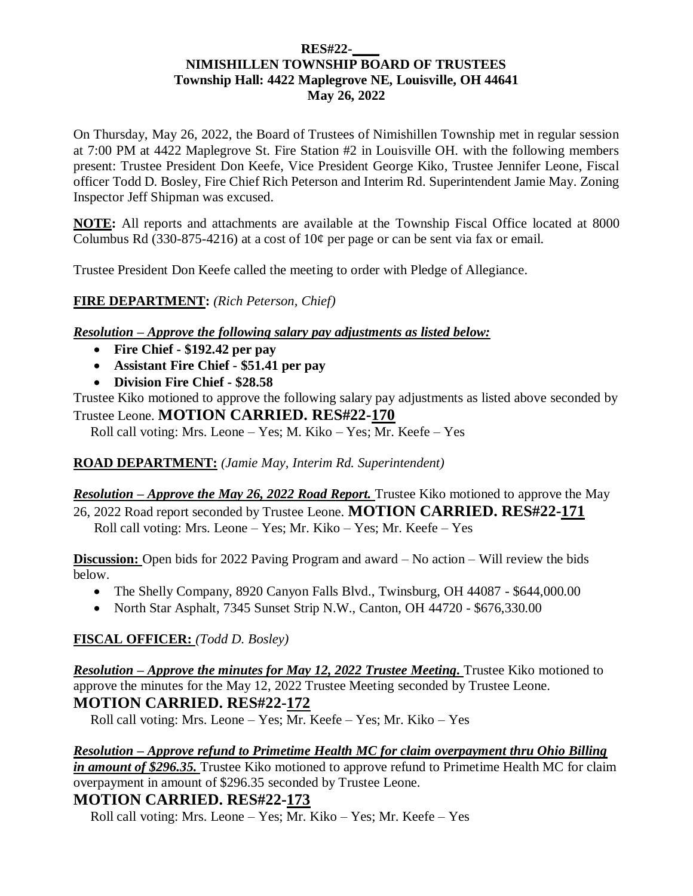**RES#22-\_\_\_\_**
**NIMISHILLEN TOWNSHIP BOARD OF TRUSTEES**
**Township Hall: 4422 Maplegrove NE, Louisville, OH 44641**
**May 26, 2022**

On Thursday, May 26, 2022, the Board of Trustees of Nimishillen Township met in regular session at 7:00 PM at 4422 Maplegrove St. Fire Station #2 in Louisville OH. with the following members present: Trustee President Don Keefe, Vice President George Kiko, Trustee Jennifer Leone, Fiscal officer Todd D. Bosley, Fire Chief Rich Peterson and Interim Rd. Superintendent Jamie May. Zoning Inspector Jeff Shipman was excused.

**NOTE:** All reports and attachments are available at the Township Fiscal Office located at 8000 Columbus Rd (330-875-4216) at a cost of 10¢ per page or can be sent via fax or email.

Trustee President Don Keefe called the meeting to order with Pledge of Allegiance.

**FIRE DEPARTMENT:** *(Rich Peterson, Chief)*

***Resolution – Approve the following salary pay adjustments as listed below:***

- **Fire Chief - $192.42 per pay**
- **Assistant Fire Chief - $51.41 per pay**
- **Division Fire Chief - $28.58**

Trustee Kiko motioned to approve the following salary pay adjustments as listed above seconded by Trustee Leone. **MOTION CARRIED. RES#22-170**
Roll call voting: Mrs. Leone – Yes; M. Kiko – Yes; Mr. Keefe – Yes

**ROAD DEPARTMENT:** *(Jamie May, Interim Rd. Superintendent)*

***Resolution – Approve the May 26, 2022 Road Report.*** Trustee Kiko motioned to approve the May 26, 2022 Road report seconded by Trustee Leone. **MOTION CARRIED. RES#22-171**
Roll call voting: Mrs. Leone – Yes; Mr. Kiko – Yes; Mr. Keefe – Yes

**Discussion:** Open bids for 2022 Paving Program and award – No action – Will review the bids below.

- The Shelly Company, 8920 Canyon Falls Blvd., Twinsburg, OH 44087 - $644,000.00
- North Star Asphalt, 7345 Sunset Strip N.W., Canton, OH 44720 - $676,330.00

**FISCAL OFFICER:** *(Todd D. Bosley)*

***Resolution – Approve the minutes for May 12, 2022 Trustee Meeting.*** Trustee Kiko motioned to approve the minutes for the May 12, 2022 Trustee Meeting seconded by Trustee Leone.
**MOTION CARRIED. RES#22-172**
Roll call voting: Mrs. Leone – Yes; Mr. Keefe – Yes; Mr. Kiko – Yes

***Resolution – Approve refund to Primetime Health MC for claim overpayment thru Ohio Billing in amount of $296.35.*** Trustee Kiko motioned to approve refund to Primetime Health MC for claim overpayment in amount of $296.35 seconded by Trustee Leone.
**MOTION CARRIED. RES#22-173**
Roll call voting: Mrs. Leone – Yes; Mr. Kiko – Yes; Mr. Keefe – Yes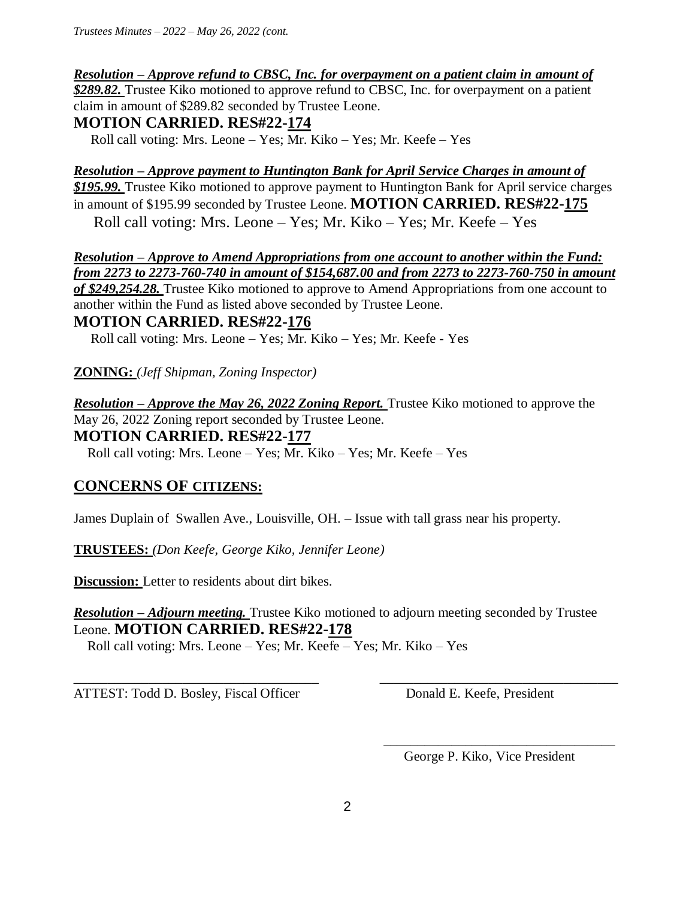***Resolution – Approve refund to CBSC, Inc. for overpayment on a patient claim in amount of $289.82.*** Trustee Kiko motioned to approve refund to CBSC, Inc. for overpayment on a patient claim in amount of $289.82 seconded by Trustee Leone.

**MOTION CARRIED. RES#22-174**

Roll call voting: Mrs. Leone – Yes; Mr. Kiko – Yes; Mr. Keefe – Yes

***Resolution – Approve payment to Huntington Bank for April Service Charges in amount of $195.99.*** Trustee Kiko motioned to approve payment to Huntington Bank for April service charges in amount of $195.99 seconded by Trustee Leone. **MOTION CARRIED. RES#22-175**

Roll call voting: Mrs. Leone – Yes; Mr. Kiko – Yes; Mr. Keefe – Yes

***Resolution – Approve to Amend Appropriations from one account to another within the Fund: from 2273 to 2273-760-740 in amount of $154,687.00 and from 2273 to 2273-760-750 in amount of $249,254.28.*** Trustee Kiko motioned to approve to Amend Appropriations from one account to another within the Fund as listed above seconded by Trustee Leone.

**MOTION CARRIED. RES#22-176**

Roll call voting: Mrs. Leone – Yes; Mr. Kiko – Yes; Mr. Keefe - Yes

**ZONING:** *(Jeff Shipman, Zoning Inspector)*

***Resolution – Approve the May 26, 2022 Zoning Report.*** Trustee Kiko motioned to approve the May 26, 2022 Zoning report seconded by Trustee Leone.

**MOTION CARRIED. RES#22-177**

Roll call voting: Mrs. Leone – Yes; Mr. Kiko – Yes; Mr. Keefe – Yes

## CONCERNS OF CITIZENS:

James Duplain of Swallen Ave., Louisville, OH. – Issue with tall grass near his property.

**TRUSTEES:** *(Don Keefe, George Kiko, Jennifer Leone)*

**Discussion:** Letter to residents about dirt bikes.

***Resolution – Adjourn meeting.*** Trustee Kiko motioned to adjourn meeting seconded by Trustee Leone. **MOTION CARRIED. RES#22-178**

Roll call voting: Mrs. Leone – Yes; Mr. Keefe – Yes; Mr. Kiko – Yes

\_\_\_\_\_\_\_\_\_\_\_\_\_\_\_\_\_\_\_\_\_\_\_\_\_\_\_\_\_\_\_\_\_\_\_\_
ATTEST: Todd D. Bosley, Fiscal Officer

\_\_\_\_\_\_\_\_\_\_\_\_\_\_\_\_\_\_\_\_\_\_\_\_\_\_\_\_\_\_\_\_\_\_\_\_
Donald E. Keefe, President

\_\_\_\_\_\_\_\_\_\_\_\_\_\_\_\_\_\_\_\_\_\_\_\_\_\_\_\_\_\_\_\_\_\_\_\_
George P. Kiko, Vice President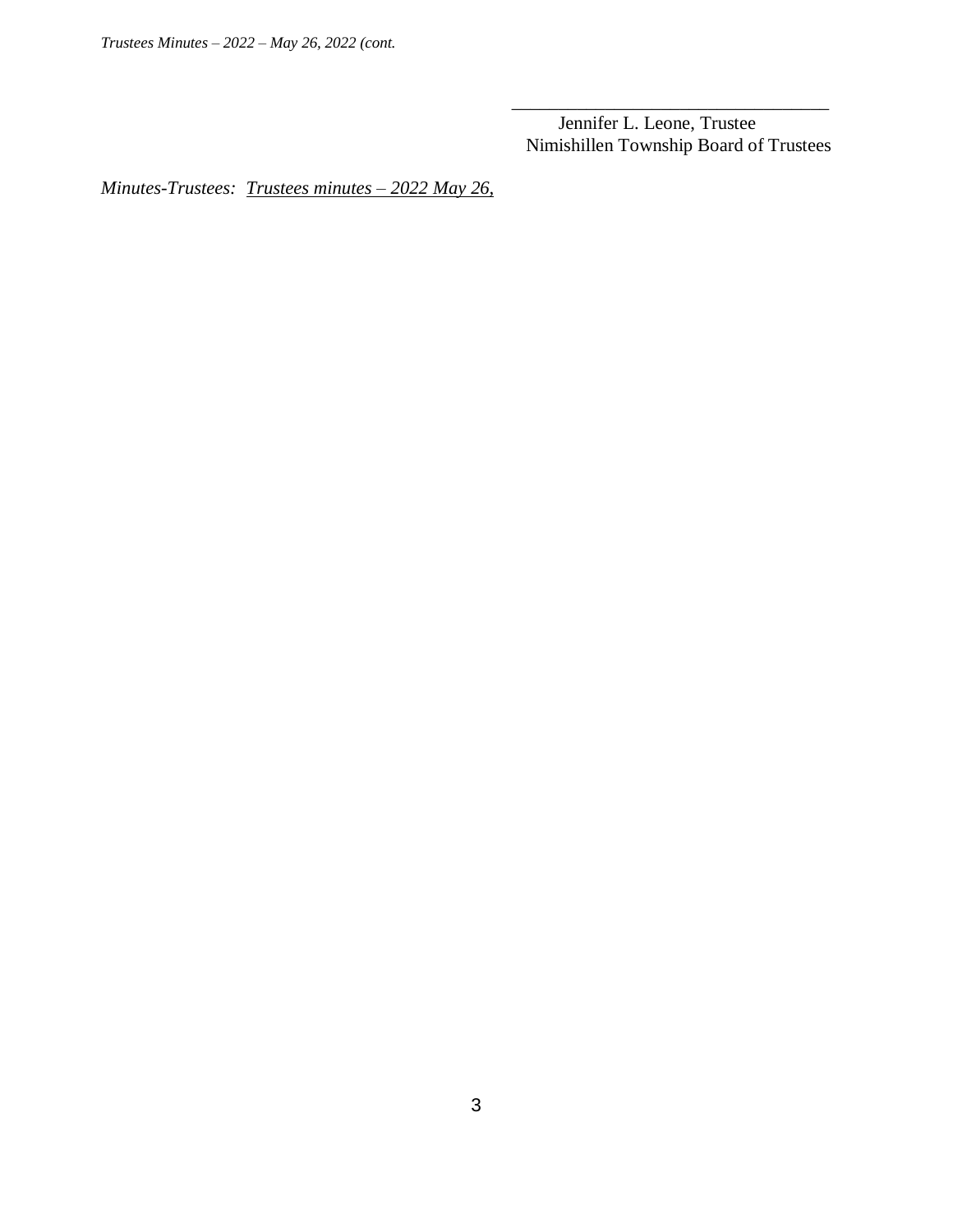\_\_\_\_\_\_\_\_\_\_\_\_\_\_\_\_\_\_\_\_\_\_\_\_\_\_\_\_\_\_\_\_\_\_\_\_

Jennifer L. Leone, Trustee
Nimishillen Township Board of Trustees

*Minutes-Trustees:* *<u>Trustees minutes – 2022 May 26,</u>*